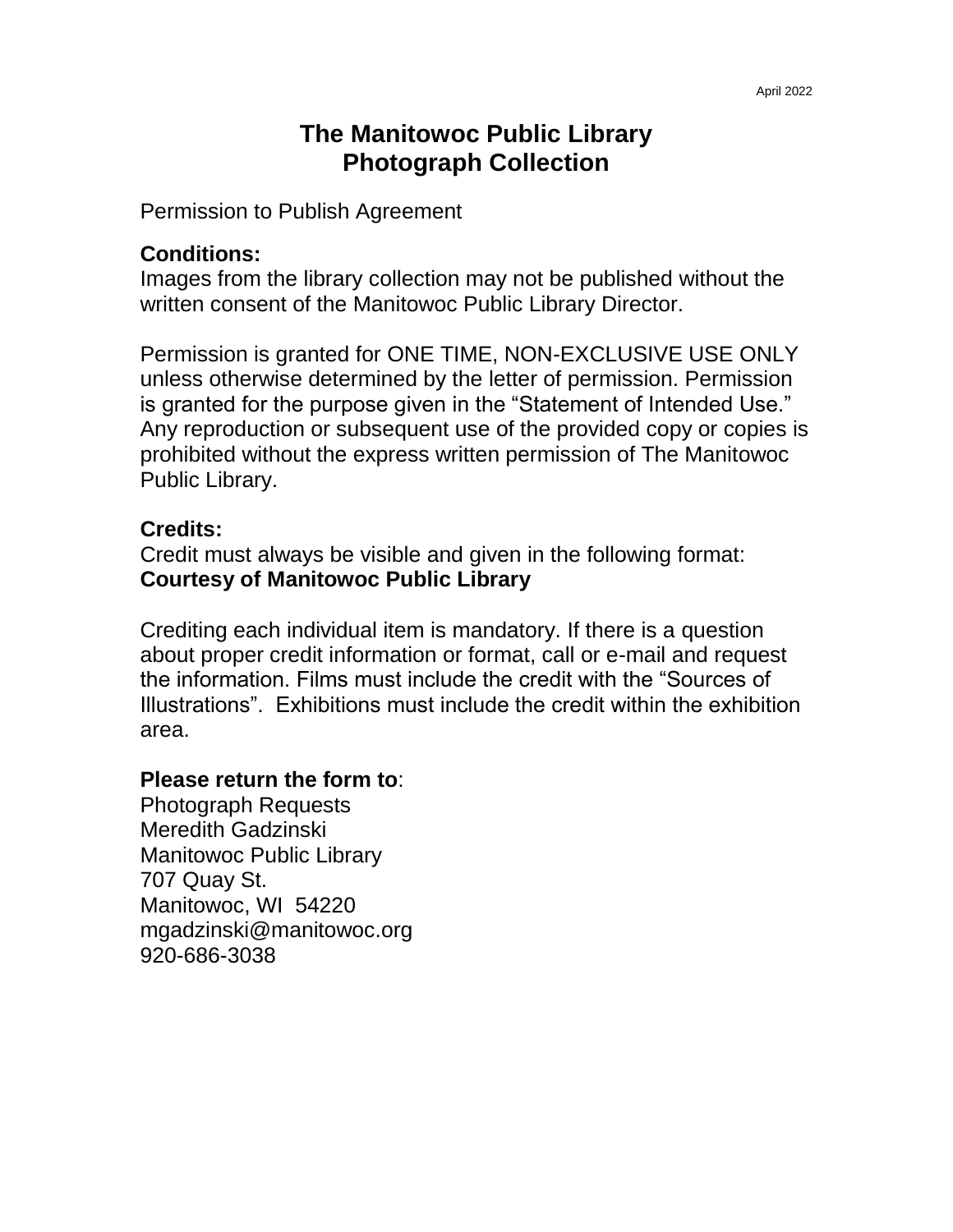April 2022

# The Manitowoc Public Library
# Photograph Collection

Permission to Publish Agreement

**Conditions:**
Images from the library collection may not be published without the written consent of the Manitowoc Public Library Director.

Permission is granted for ONE TIME, NON-EXCLUSIVE USE ONLY unless otherwise determined by the letter of permission. Permission is granted for the purpose given in the "Statement of Intended Use." Any reproduction or subsequent use of the provided copy or copies is prohibited without the express written permission of The Manitowoc Public Library.

**Credits:**
Credit must always be visible and given in the following format:
**Courtesy of Manitowoc Public Library**

Crediting each individual item is mandatory. If there is a question about proper credit information or format, call or e-mail and request the information. Films must include the credit with the "Sources of Illustrations". Exhibitions must include the credit within the exhibition area.

**Please return the form to**:
Photograph Requests
Meredith Gadzinski
Manitowoc Public Library
707 Quay St.
Manitowoc, WI 54220
mgadzinski@manitowoc.org
920-686-3038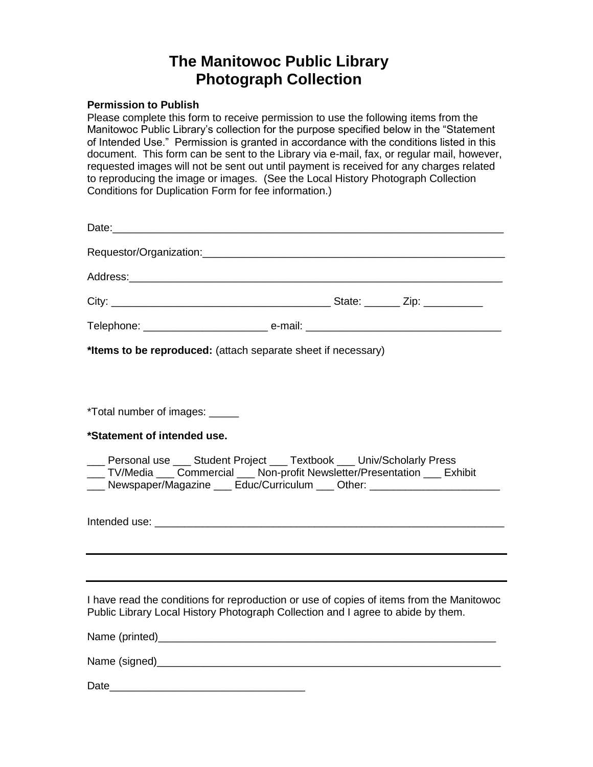# The Manitowoc Public Library
# Photograph Collection

**Permission to Publish**

Please complete this form to receive permission to use the following items from the Manitowoc Public Library's collection for the purpose specified below in the "Statement of Intended Use." Permission is granted in accordance with the conditions listed in this document. This form can be sent to the Library via e-mail, fax, or regular mail, however, requested images will not be sent out until payment is received for any charges related to reproducing the image or images. (See the Local History Photograph Collection Conditions for Duplication Form for fee information.)

Date:______________________________________________________________________

Requestor/Organization:______________________________________________________

Address:___________________________________________________________________

City: ___________________________________ State: ______ Zip: __________

Telephone: ____________________ e-mail: ________________________________

***Items to be reproduced:** (attach separate sheet if necessary)

*Total number of images: _____

***Statement of intended use.**

___ Personal use ___ Student Project ___ Textbook ___ Univ/Scholarly Press
___ TV/Media ___ Commercial ___ Non-profit Newsletter/Presentation ___ Exhibit
___ Newspaper/Magazine ___ Educ/Curriculum ___ Other: _____________________

Intended use: ______________________________________________________________

I have read the conditions for reproduction or use of copies of items from the Manitowoc Public Library Local History Photograph Collection and I agree to abide by them.

Name (printed)_______________________________________________________________

Name (signed)________________________________________________________________

Date________________________________